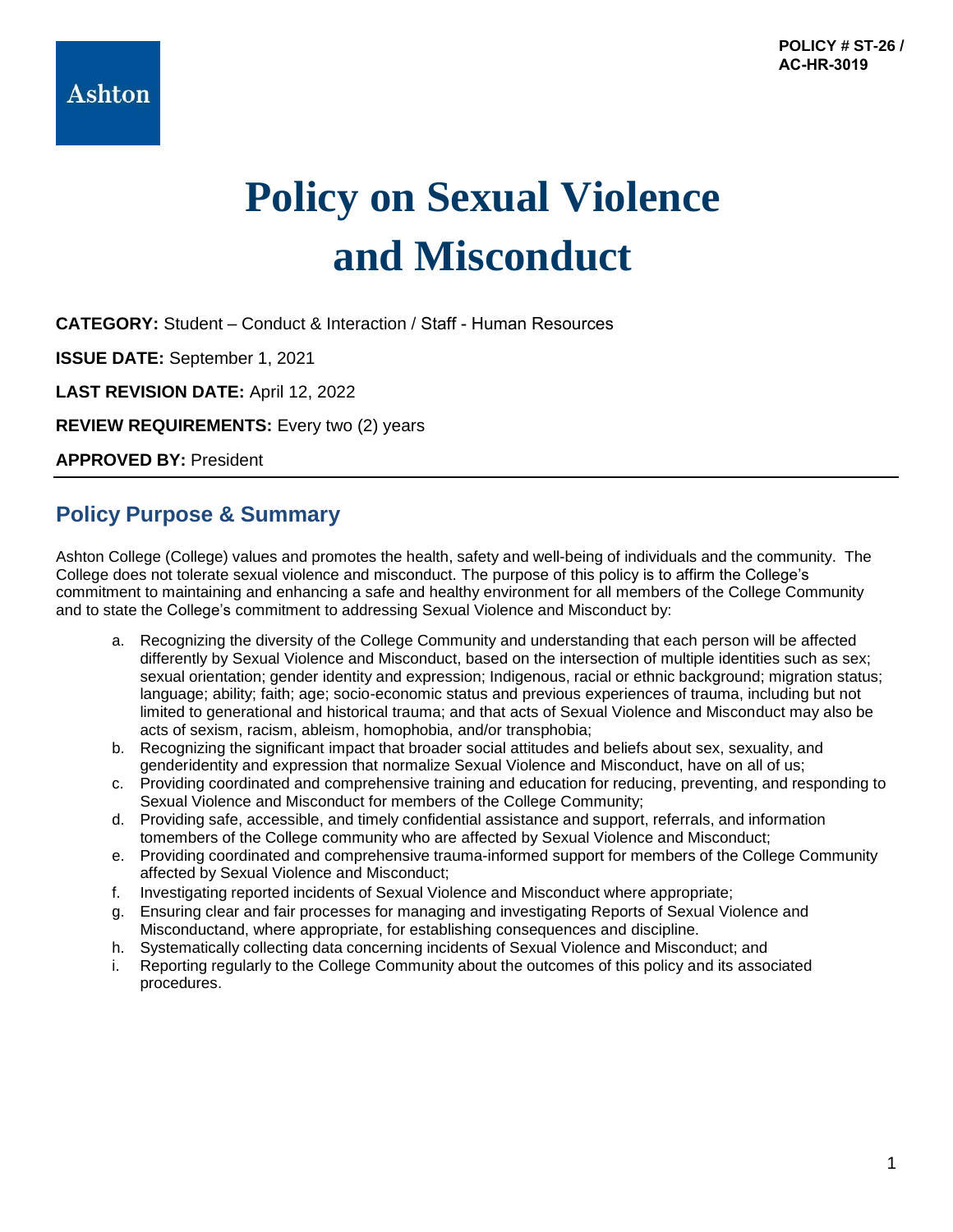Ashton

**POLICY # ST-26 / AC-HR-3019**

# Policy on Sexual Violence and Misconduct

**CATEGORY:** Student – Conduct & Interaction / Staff - Human Resources

**ISSUE DATE:** September 1, 2021

**LAST REVISION DATE:** April 12, 2022

**REVIEW REQUIREMENTS:** Every two (2) years

**APPROVED BY:** President

---

## Policy Purpose & Summary

Ashton College (College) values and promotes the health, safety and well-being of individuals and the community. The College does not tolerate sexual violence and misconduct. The purpose of this policy is to affirm the College's commitment to maintaining and enhancing a safe and healthy environment for all members of the College Community and to state the College's commitment to addressing Sexual Violence and Misconduct by:

a. Recognizing the diversity of the College Community and understanding that each person will be affected differently by Sexual Violence and Misconduct, based on the intersection of multiple identities such as sex; sexual orientation; gender identity and expression; Indigenous, racial or ethnic background; migration status; language; ability; faith; age; socio-economic status and previous experiences of trauma, including but not limited to generational and historical trauma; and that acts of Sexual Violence and Misconduct may also be acts of sexism, racism, ableism, homophobia, and/or transphobia;
b. Recognizing the significant impact that broader social attitudes and beliefs about sex, sexuality, and genderidentity and expression that normalize Sexual Violence and Misconduct, have on all of us;
c. Providing coordinated and comprehensive training and education for reducing, preventing, and responding to Sexual Violence and Misconduct for members of the College Community;
d. Providing safe, accessible, and timely confidential assistance and support, referrals, and information tomembers of the College community who are affected by Sexual Violence and Misconduct;
e. Providing coordinated and comprehensive trauma-informed support for members of the College Community affected by Sexual Violence and Misconduct;
f. Investigating reported incidents of Sexual Violence and Misconduct where appropriate;
g. Ensuring clear and fair processes for managing and investigating Reports of Sexual Violence and Misconductand, where appropriate, for establishing consequences and discipline.
h. Systematically collecting data concerning incidents of Sexual Violence and Misconduct; and
i. Reporting regularly to the College Community about the outcomes of this policy and its associated procedures.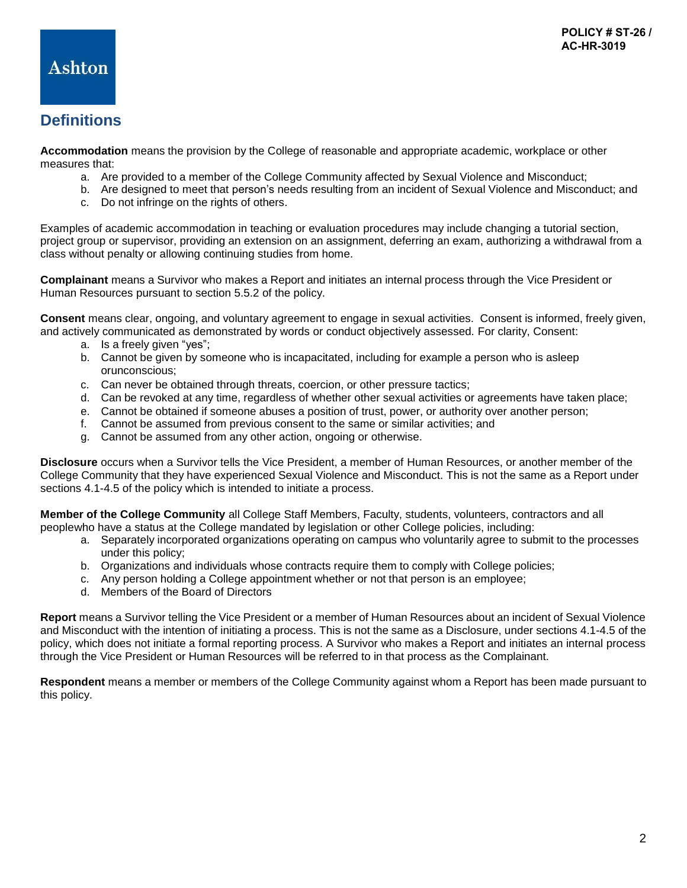# Definitions

**Accommodation** means the provision by the College of reasonable and appropriate academic, workplace or other measures that:

a. Are provided to a member of the College Community affected by Sexual Violence and Misconduct;
b. Are designed to meet that person's needs resulting from an incident of Sexual Violence and Misconduct; and
c. Do not infringe on the rights of others.

Examples of academic accommodation in teaching or evaluation procedures may include changing a tutorial section, project group or supervisor, providing an extension on an assignment, deferring an exam, authorizing a withdrawal from a class without penalty or allowing continuing studies from home.

**Complainant** means a Survivor who makes a Report and initiates an internal process through the Vice President or Human Resources pursuant to section 5.5.2 of the policy.

**Consent** means clear, ongoing, and voluntary agreement to engage in sexual activities. Consent is informed, freely given, and actively communicated as demonstrated by words or conduct objectively assessed. For clarity, Consent:

a. Is a freely given "yes";
b. Cannot be given by someone who is incapacitated, including for example a person who is asleep orunconscious;
c. Can never be obtained through threats, coercion, or other pressure tactics;
d. Can be revoked at any time, regardless of whether other sexual activities or agreements have taken place;
e. Cannot be obtained if someone abuses a position of trust, power, or authority over another person;
f. Cannot be assumed from previous consent to the same or similar activities; and
g. Cannot be assumed from any other action, ongoing or otherwise.

**Disclosure** occurs when a Survivor tells the Vice President, a member of Human Resources, or another member of the College Community that they have experienced Sexual Violence and Misconduct. This is not the same as a Report under sections 4.1-4.5 of the policy which is intended to initiate a process.

**Member of the College Community** all College Staff Members, Faculty, students, volunteers, contractors and all peoplewho have a status at the College mandated by legislation or other College policies, including:

a. Separately incorporated organizations operating on campus who voluntarily agree to submit to the processes under this policy;
b. Organizations and individuals whose contracts require them to comply with College policies;
c. Any person holding a College appointment whether or not that person is an employee;
d. Members of the Board of Directors

**Report** means a Survivor telling the Vice President or a member of Human Resources about an incident of Sexual Violence and Misconduct with the intention of initiating a process. This is not the same as a Disclosure, under sections 4.1-4.5 of the policy, which does not initiate a formal reporting process. A Survivor who makes a Report and initiates an internal process through the Vice President or Human Resources will be referred to in that process as the Complainant.

**Respondent** means a member or members of the College Community against whom a Report has been made pursuant to this policy.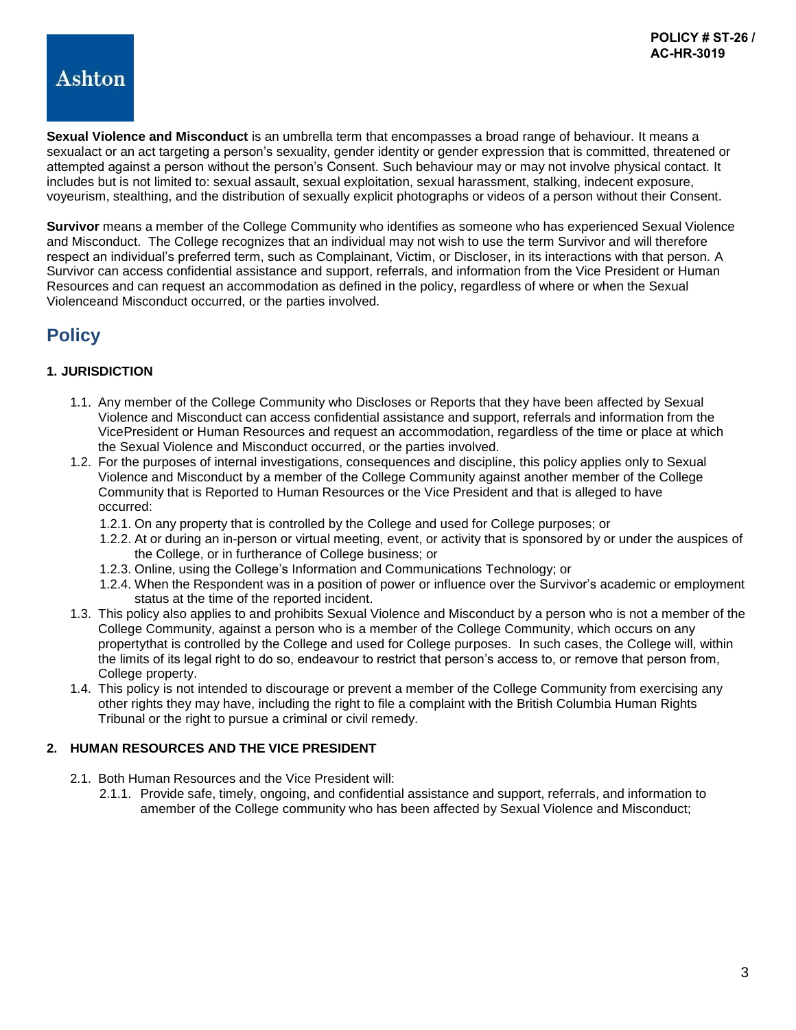**Sexual Violence and Misconduct** is an umbrella term that encompasses a broad range of behaviour. It means a sexualact or an act targeting a person's sexuality, gender identity or gender expression that is committed, threatened or attempted against a person without the person's Consent. Such behaviour may or may not involve physical contact. It includes but is not limited to: sexual assault, sexual exploitation, sexual harassment, stalking, indecent exposure, voyeurism, stealthing, and the distribution of sexually explicit photographs or videos of a person without their Consent.

**Survivor** means a member of the College Community who identifies as someone who has experienced Sexual Violence and Misconduct. The College recognizes that an individual may not wish to use the term Survivor and will therefore respect an individual's preferred term, such as Complainant, Victim, or Discloser, in its interactions with that person. A Survivor can access confidential assistance and support, referrals, and information from the Vice President or Human Resources and can request an accommodation as defined in the policy, regardless of where or when the Sexual Violenceand Misconduct occurred, or the parties involved.

## Policy

### 1. JURISDICTION

1.1. Any member of the College Community who Discloses or Reports that they have been affected by Sexual Violence and Misconduct can access confidential assistance and support, referrals and information from the VicePresident or Human Resources and request an accommodation, regardless of the time or place at which the Sexual Violence and Misconduct occurred, or the parties involved.

1.2. For the purposes of internal investigations, consequences and discipline, this policy applies only to Sexual Violence and Misconduct by a member of the College Community against another member of the College Community that is Reported to Human Resources or the Vice President and that is alleged to have occurred:

- 1.2.1. On any property that is controlled by the College and used for College purposes; or
- 1.2.2. At or during an in-person or virtual meeting, event, or activity that is sponsored by or under the auspices of the College, or in furtherance of College business; or
- 1.2.3. Online, using the College's Information and Communications Technology; or
- 1.2.4. When the Respondent was in a position of power or influence over the Survivor's academic or employment status at the time of the reported incident.

1.3. This policy also applies to and prohibits Sexual Violence and Misconduct by a person who is not a member of the College Community, against a person who is a member of the College Community, which occurs on any propertythat is controlled by the College and used for College purposes. In such cases, the College will, within the limits of its legal right to do so, endeavour to restrict that person's access to, or remove that person from, College property.

1.4. This policy is not intended to discourage or prevent a member of the College Community from exercising any other rights they may have, including the right to file a complaint with the British Columbia Human Rights Tribunal or the right to pursue a criminal or civil remedy.

### 2. HUMAN RESOURCES AND THE VICE PRESIDENT

2.1. Both Human Resources and the Vice President will:

- 2.1.1. Provide safe, timely, ongoing, and confidential assistance and support, referrals, and information to amember of the College community who has been affected by Sexual Violence and Misconduct;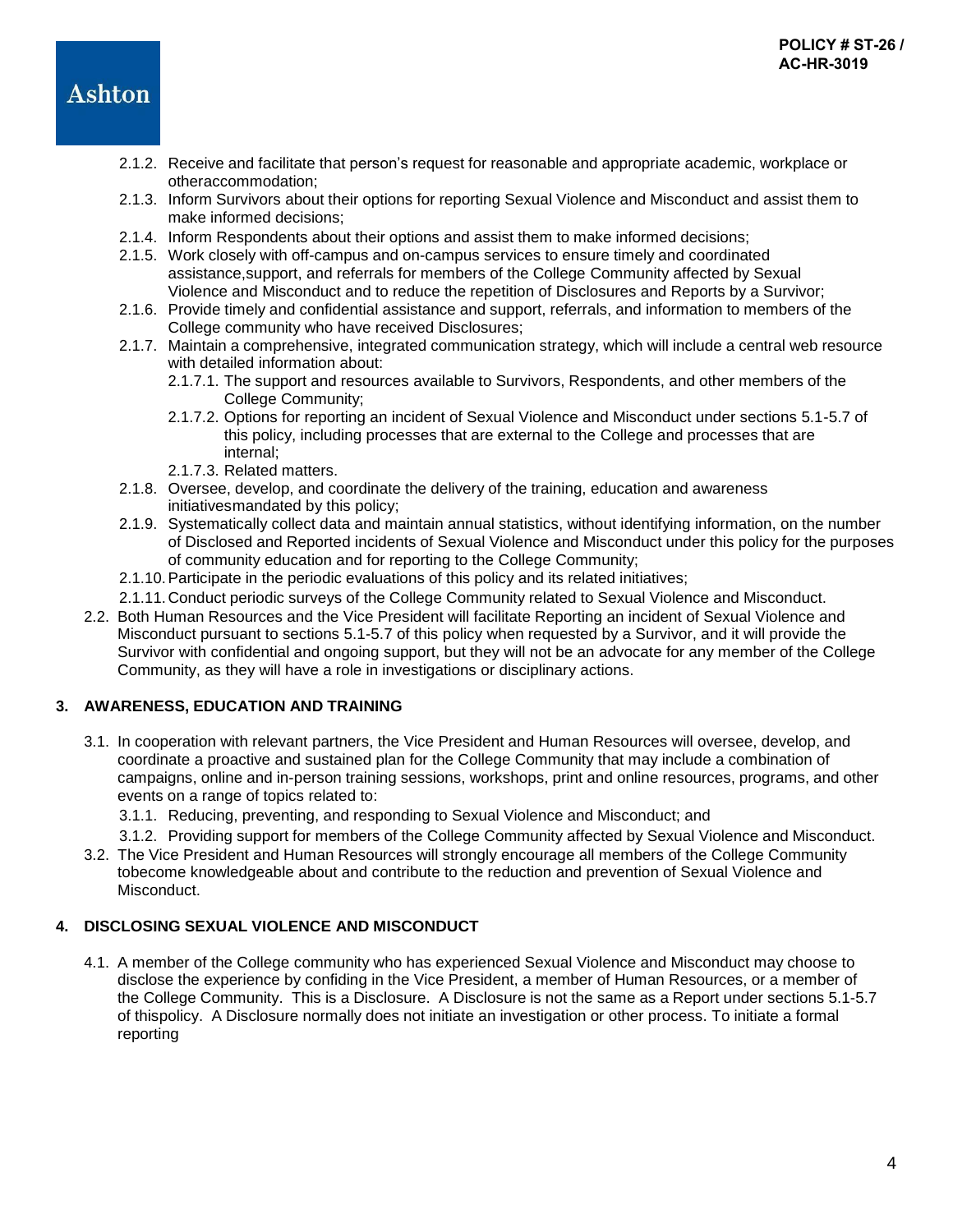2.1.2. Receive and facilitate that person's request for reasonable and appropriate academic, workplace or otheraccommodation;

2.1.3. Inform Survivors about their options for reporting Sexual Violence and Misconduct and assist them to make informed decisions;

2.1.4. Inform Respondents about their options and assist them to make informed decisions;

2.1.5. Work closely with off-campus and on-campus services to ensure timely and coordinated assistance,support, and referrals for members of the College Community affected by Sexual Violence and Misconduct and to reduce the repetition of Disclosures and Reports by a Survivor;

2.1.6. Provide timely and confidential assistance and support, referrals, and information to members of the College community who have received Disclosures;

2.1.7. Maintain a comprehensive, integrated communication strategy, which will include a central web resource with detailed information about:

2.1.7.1. The support and resources available to Survivors, Respondents, and other members of the College Community;

2.1.7.2. Options for reporting an incident of Sexual Violence and Misconduct under sections 5.1-5.7 of this policy, including processes that are external to the College and processes that are internal;

2.1.7.3. Related matters.

2.1.8. Oversee, develop, and coordinate the delivery of the training, education and awareness initiativesmandated by this policy;

2.1.9. Systematically collect data and maintain annual statistics, without identifying information, on the number of Disclosed and Reported incidents of Sexual Violence and Misconduct under this policy for the purposes of community education and for reporting to the College Community;

2.1.10. Participate in the periodic evaluations of this policy and its related initiatives;

2.1.11. Conduct periodic surveys of the College Community related to Sexual Violence and Misconduct.

2.2. Both Human Resources and the Vice President will facilitate Reporting an incident of Sexual Violence and Misconduct pursuant to sections 5.1-5.7 of this policy when requested by a Survivor, and it will provide the Survivor with confidential and ongoing support, but they will not be an advocate for any member of the College Community, as they will have a role in investigations or disciplinary actions.

## 3. AWARENESS, EDUCATION AND TRAINING

3.1. In cooperation with relevant partners, the Vice President and Human Resources will oversee, develop, and coordinate a proactive and sustained plan for the College Community that may include a combination of campaigns, online and in-person training sessions, workshops, print and online resources, programs, and other events on a range of topics related to:

3.1.1. Reducing, preventing, and responding to Sexual Violence and Misconduct; and

3.1.2. Providing support for members of the College Community affected by Sexual Violence and Misconduct.

3.2. The Vice President and Human Resources will strongly encourage all members of the College Community tobecome knowledgeable about and contribute to the reduction and prevention of Sexual Violence and Misconduct.

## 4. DISCLOSING SEXUAL VIOLENCE AND MISCONDUCT

4.1. A member of the College community who has experienced Sexual Violence and Misconduct may choose to disclose the experience by confiding in the Vice President, a member of Human Resources, or a member of the College Community. This is a Disclosure. A Disclosure is not the same as a Report under sections 5.1-5.7 of thispolicy. A Disclosure normally does not initiate an investigation or other process. To initiate a formal reporting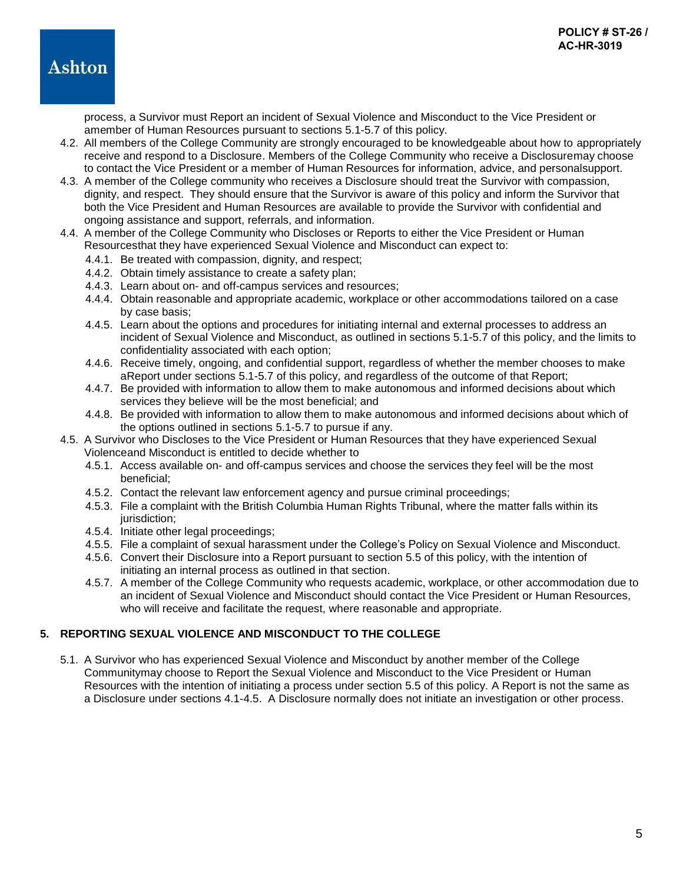process, a Survivor must Report an incident of Sexual Violence and Misconduct to the Vice President or amember of Human Resources pursuant to sections 5.1-5.7 of this policy.

4.2. All members of the College Community are strongly encouraged to be knowledgeable about how to appropriately receive and respond to a Disclosure. Members of the College Community who receive a Disclosuremay choose to contact the Vice President or a member of Human Resources for information, advice, and personalsupport.

4.3. A member of the College community who receives a Disclosure should treat the Survivor with compassion, dignity, and respect. They should ensure that the Survivor is aware of this policy and inform the Survivor that both the Vice President and Human Resources are available to provide the Survivor with confidential and ongoing assistance and support, referrals, and information.

4.4. A member of the College Community who Discloses or Reports to either the Vice President or Human Resourcesthat they have experienced Sexual Violence and Misconduct can expect to:

- 4.4.1. Be treated with compassion, dignity, and respect;
- 4.4.2. Obtain timely assistance to create a safety plan;
- 4.4.3. Learn about on- and off-campus services and resources;
- 4.4.4. Obtain reasonable and appropriate academic, workplace or other accommodations tailored on a case by case basis;
- 4.4.5. Learn about the options and procedures for initiating internal and external processes to address an incident of Sexual Violence and Misconduct, as outlined in sections 5.1-5.7 of this policy, and the limits to confidentiality associated with each option;
- 4.4.6. Receive timely, ongoing, and confidential support, regardless of whether the member chooses to make aReport under sections 5.1-5.7 of this policy, and regardless of the outcome of that Report;
- 4.4.7. Be provided with information to allow them to make autonomous and informed decisions about which services they believe will be the most beneficial; and
- 4.4.8. Be provided with information to allow them to make autonomous and informed decisions about which of the options outlined in sections 5.1-5.7 to pursue if any.

4.5. A Survivor who Discloses to the Vice President or Human Resources that they have experienced Sexual Violenceand Misconduct is entitled to decide whether to

- 4.5.1. Access available on- and off-campus services and choose the services they feel will be the most beneficial;
- 4.5.2. Contact the relevant law enforcement agency and pursue criminal proceedings;
- 4.5.3. File a complaint with the British Columbia Human Rights Tribunal, where the matter falls within its jurisdiction;
- 4.5.4. Initiate other legal proceedings;
- 4.5.5. File a complaint of sexual harassment under the College's Policy on Sexual Violence and Misconduct.
- 4.5.6. Convert their Disclosure into a Report pursuant to section 5.5 of this policy, with the intention of initiating an internal process as outlined in that section.
- 4.5.7. A member of the College Community who requests academic, workplace, or other accommodation due to an incident of Sexual Violence and Misconduct should contact the Vice President or Human Resources, who will receive and facilitate the request, where reasonable and appropriate.

## 5. REPORTING SEXUAL VIOLENCE AND MISCONDUCT TO THE COLLEGE

5.1. A Survivor who has experienced Sexual Violence and Misconduct by another member of the College Communitymay choose to Report the Sexual Violence and Misconduct to the Vice President or Human Resources with the intention of initiating a process under section 5.5 of this policy. A Report is not the same as a Disclosure under sections 4.1-4.5. A Disclosure normally does not initiate an investigation or other process.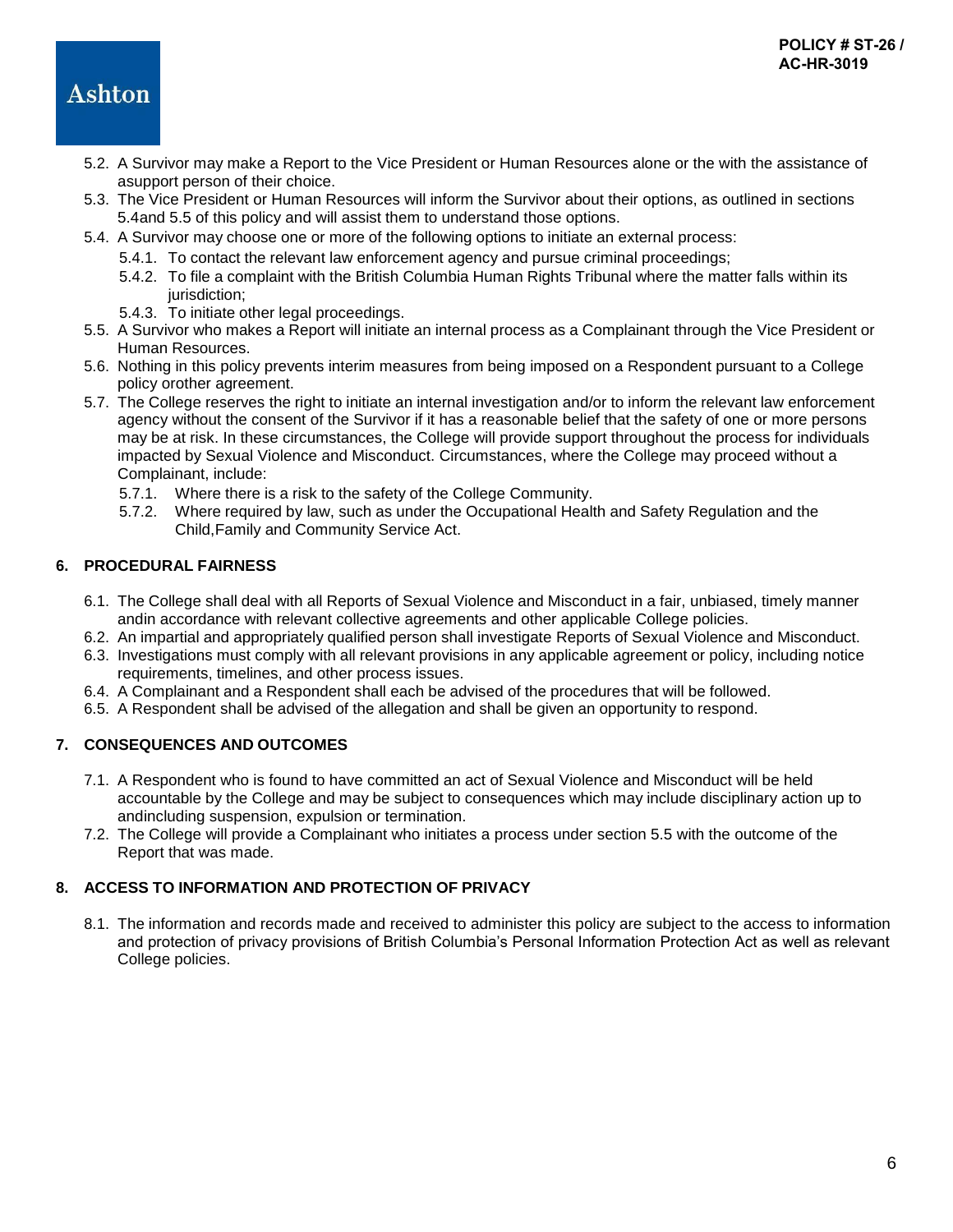- 5.2. A Survivor may make a Report to the Vice President or Human Resources alone or the with the assistance of asupport person of their choice.
- 5.3. The Vice President or Human Resources will inform the Survivor about their options, as outlined in sections 5.4and 5.5 of this policy and will assist them to understand those options.
- 5.4. A Survivor may choose one or more of the following options to initiate an external process:
  - 5.4.1. To contact the relevant law enforcement agency and pursue criminal proceedings;
  - 5.4.2. To file a complaint with the British Columbia Human Rights Tribunal where the matter falls within its jurisdiction;
  - 5.4.3. To initiate other legal proceedings.
- 5.5. A Survivor who makes a Report will initiate an internal process as a Complainant through the Vice President or Human Resources.
- 5.6. Nothing in this policy prevents interim measures from being imposed on a Respondent pursuant to a College policy orother agreement.
- 5.7. The College reserves the right to initiate an internal investigation and/or to inform the relevant law enforcement agency without the consent of the Survivor if it has a reasonable belief that the safety of one or more persons may be at risk. In these circumstances, the College will provide support throughout the process for individuals impacted by Sexual Violence and Misconduct. Circumstances, where the College may proceed without a Complainant, include:
  - 5.7.1. Where there is a risk to the safety of the College Community.
  - 5.7.2. Where required by law, such as under the Occupational Health and Safety Regulation and the Child,Family and Community Service Act.

## 6. PROCEDURAL FAIRNESS

- 6.1. The College shall deal with all Reports of Sexual Violence and Misconduct in a fair, unbiased, timely manner andin accordance with relevant collective agreements and other applicable College policies.
- 6.2. An impartial and appropriately qualified person shall investigate Reports of Sexual Violence and Misconduct.
- 6.3. Investigations must comply with all relevant provisions in any applicable agreement or policy, including notice requirements, timelines, and other process issues.
- 6.4. A Complainant and a Respondent shall each be advised of the procedures that will be followed.
- 6.5. A Respondent shall be advised of the allegation and shall be given an opportunity to respond.

## 7. CONSEQUENCES AND OUTCOMES

- 7.1. A Respondent who is found to have committed an act of Sexual Violence and Misconduct will be held accountable by the College and may be subject to consequences which may include disciplinary action up to andincluding suspension, expulsion or termination.
- 7.2. The College will provide a Complainant who initiates a process under section 5.5 with the outcome of the Report that was made.

## 8. ACCESS TO INFORMATION AND PROTECTION OF PRIVACY

- 8.1. The information and records made and received to administer this policy are subject to the access to information and protection of privacy provisions of British Columbia's Personal Information Protection Act as well as relevant College policies.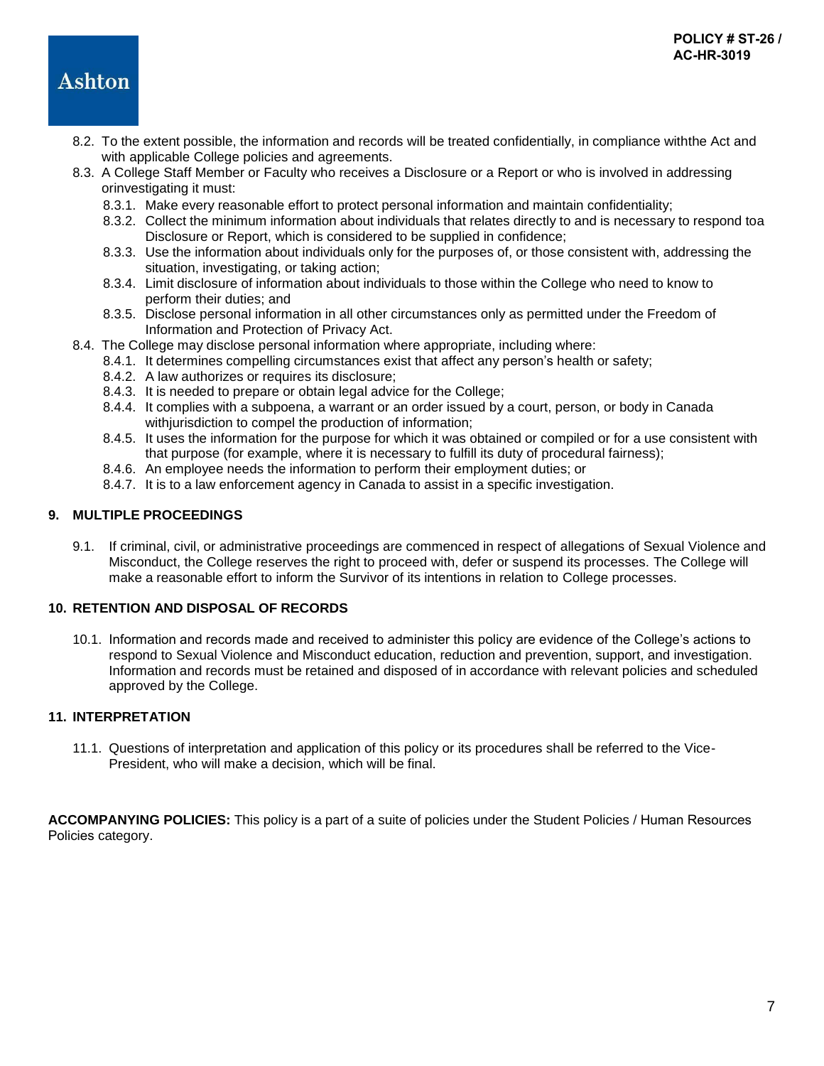8.2. To the extent possible, the information and records will be treated confidentially, in compliance withthe Act and with applicable College policies and agreements.

8.3. A College Staff Member or Faculty who receives a Disclosure or a Report or who is involved in addressing orinvestigating it must:

- 8.3.1. Make every reasonable effort to protect personal information and maintain confidentiality;
- 8.3.2. Collect the minimum information about individuals that relates directly to and is necessary to respond toa Disclosure or Report, which is considered to be supplied in confidence;
- 8.3.3. Use the information about individuals only for the purposes of, or those consistent with, addressing the situation, investigating, or taking action;
- 8.3.4. Limit disclosure of information about individuals to those within the College who need to know to perform their duties; and
- 8.3.5. Disclose personal information in all other circumstances only as permitted under the Freedom of Information and Protection of Privacy Act.

8.4. The College may disclose personal information where appropriate, including where:

- 8.4.1. It determines compelling circumstances exist that affect any person's health or safety;
- 8.4.2. A law authorizes or requires its disclosure;
- 8.4.3. It is needed to prepare or obtain legal advice for the College;
- 8.4.4. It complies with a subpoena, a warrant or an order issued by a court, person, or body in Canada withjurisdiction to compel the production of information;
- 8.4.5. It uses the information for the purpose for which it was obtained or compiled or for a use consistent with that purpose (for example, where it is necessary to fulfill its duty of procedural fairness);
- 8.4.6. An employee needs the information to perform their employment duties; or
- 8.4.7. It is to a law enforcement agency in Canada to assist in a specific investigation.

## 9. MULTIPLE PROCEEDINGS

9.1. If criminal, civil, or administrative proceedings are commenced in respect of allegations of Sexual Violence and Misconduct, the College reserves the right to proceed with, defer or suspend its processes. The College will make a reasonable effort to inform the Survivor of its intentions in relation to College processes.

## 10. RETENTION AND DISPOSAL OF RECORDS

10.1. Information and records made and received to administer this policy are evidence of the College's actions to respond to Sexual Violence and Misconduct education, reduction and prevention, support, and investigation. Information and records must be retained and disposed of in accordance with relevant policies and scheduled approved by the College.

## 11. INTERPRETATION

11.1. Questions of interpretation and application of this policy or its procedures shall be referred to the Vice-President, who will make a decision, which will be final.

**ACCOMPANYING POLICIES:** This policy is a part of a suite of policies under the Student Policies / Human Resources Policies category.